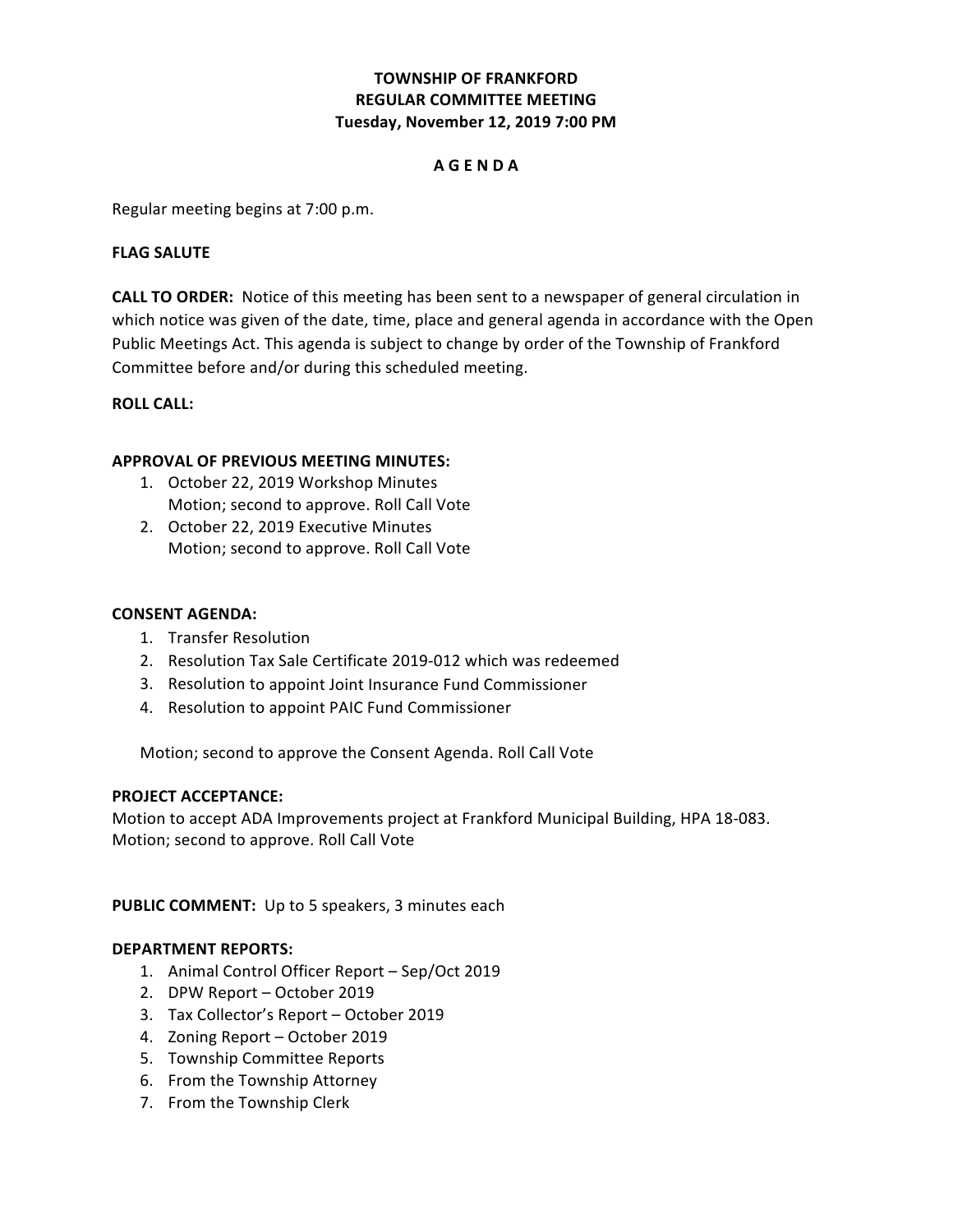**TOWNSHIP OF FRANKFORD**
**REGULAR COMMITTEE MEETING**
**Tuesday, November 12, 2019 7:00 PM**

**A G E N D A**

Regular meeting begins at 7:00 p.m.

**FLAG SALUTE**

**CALL TO ORDER:** Notice of this meeting has been sent to a newspaper of general circulation in which notice was given of the date, time, place and general agenda in accordance with the Open Public Meetings Act. This agenda is subject to change by order of the Township of Frankford Committee before and/or during this scheduled meeting.

**ROLL CALL:**

**APPROVAL OF PREVIOUS MEETING MINUTES:**

1. October 22, 2019 Workshop Minutes
   Motion; second to approve. Roll Call Vote
2. October 22, 2019 Executive Minutes
   Motion; second to approve. Roll Call Vote

**CONSENT AGENDA:**

1. Transfer Resolution
2. Resolution Tax Sale Certificate 2019-012 which was redeemed
3. Resolution to appoint Joint Insurance Fund Commissioner
4. Resolution to appoint PAIC Fund Commissioner

Motion; second to approve the Consent Agenda. Roll Call Vote

**PROJECT ACCEPTANCE:**
Motion to accept ADA Improvements project at Frankford Municipal Building, HPA 18-083.
Motion; second to approve. Roll Call Vote

**PUBLIC COMMENT:** Up to 5 speakers, 3 minutes each

**DEPARTMENT REPORTS:**

1. Animal Control Officer Report – Sep/Oct 2019
2. DPW Report – October 2019
3. Tax Collector's Report – October 2019
4. Zoning Report – October 2019
5. Township Committee Reports
6. From the Township Attorney
7. From the Township Clerk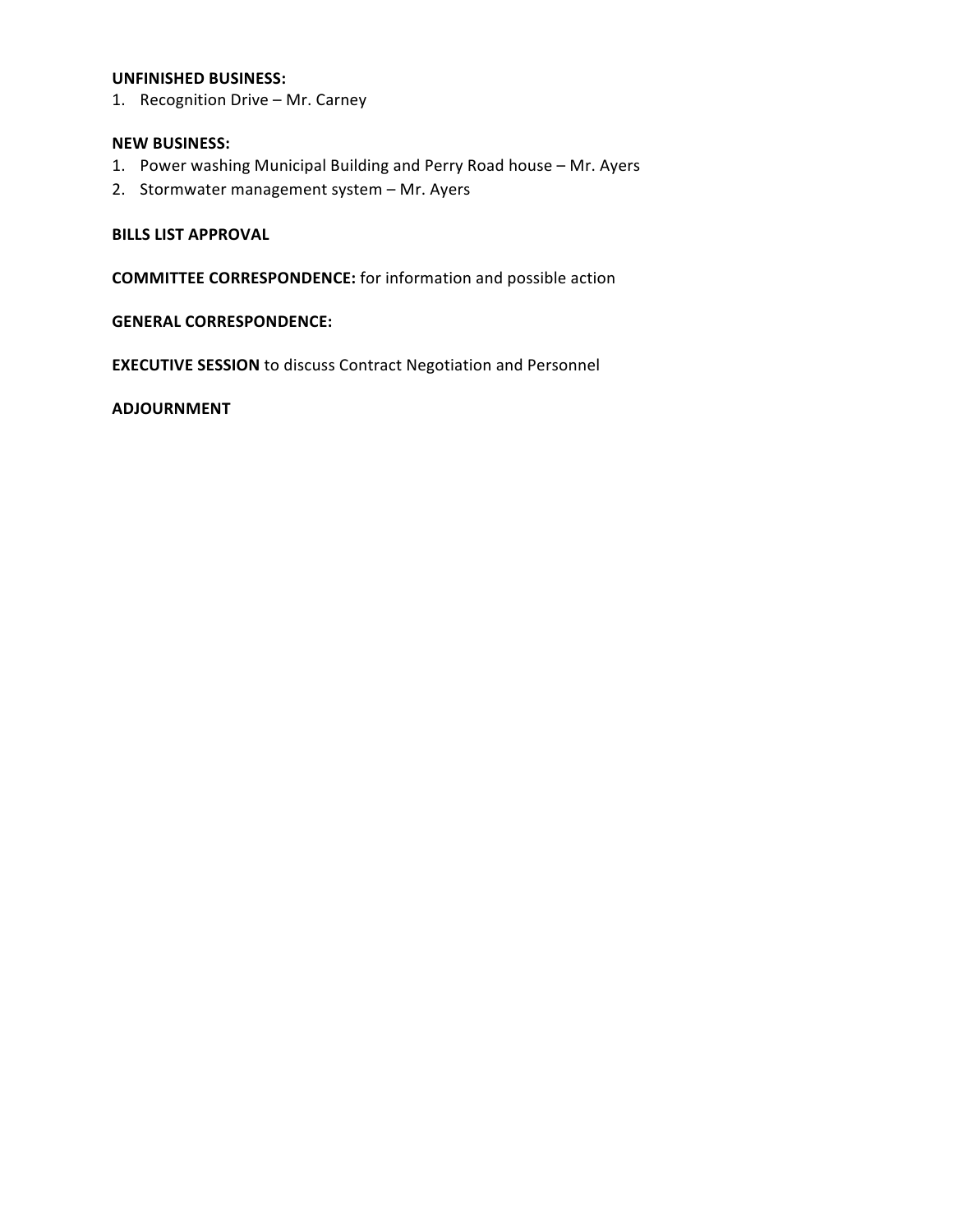**UNFINISHED BUSINESS:**

1. Recognition Drive – Mr. Carney

**NEW BUSINESS:**

1. Power washing Municipal Building and Perry Road house – Mr. Ayers
2. Stormwater management system – Mr. Ayers

**BILLS LIST APPROVAL**

**COMMITTEE CORRESPONDENCE:** for information and possible action

**GENERAL CORRESPONDENCE:**

**EXECUTIVE SESSION** to discuss Contract Negotiation and Personnel

**ADJOURNMENT**